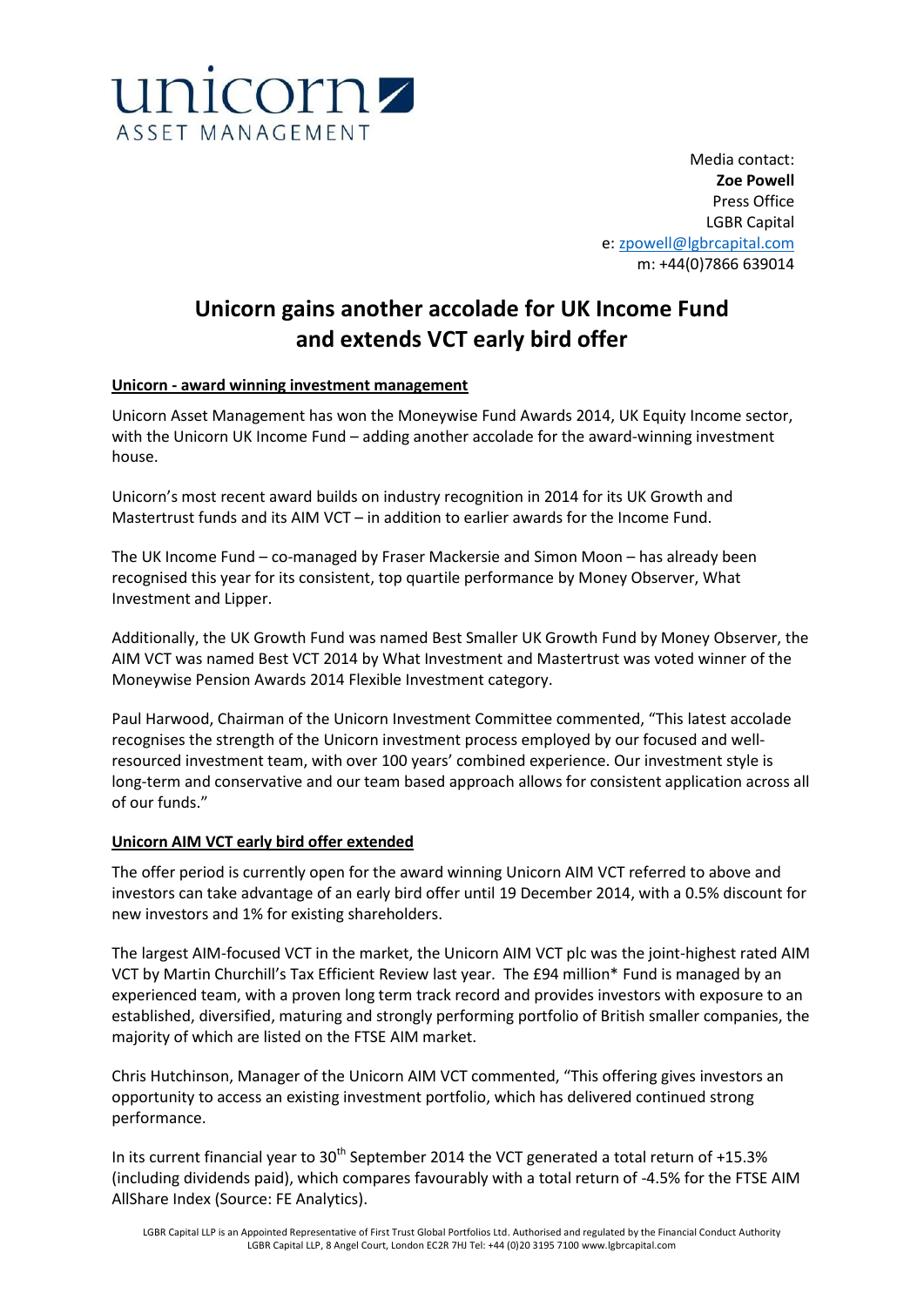unicorn
ASSET MANAGEMENT

Media contact:
**Zoe Powell**
Press Office
LGBR Capital
e: zpowell@lgbrcapital.com
m: +44(0)7866 639014

# Unicorn gains another accolade for UK Income Fund and extends VCT early bird offer

**Unicorn - award winning investment management**

Unicorn Asset Management has won the Moneywise Fund Awards 2014, UK Equity Income sector, with the Unicorn UK Income Fund – adding another accolade for the award-winning investment house.

Unicorn's most recent award builds on industry recognition in 2014 for its UK Growth and Mastertrust funds and its AIM VCT – in addition to earlier awards for the Income Fund.

The UK Income Fund – co-managed by Fraser Mackersie and Simon Moon – has already been recognised this year for its consistent, top quartile performance by Money Observer, What Investment and Lipper.

Additionally, the UK Growth Fund was named Best Smaller UK Growth Fund by Money Observer, the AIM VCT was named Best VCT 2014 by What Investment and Mastertrust was voted winner of the Moneywise Pension Awards 2014 Flexible Investment category.

Paul Harwood, Chairman of the Unicorn Investment Committee commented, "This latest accolade recognises the strength of the Unicorn investment process employed by our focused and well-resourced investment team, with over 100 years' combined experience. Our investment style is long-term and conservative and our team based approach allows for consistent application across all of our funds."

**Unicorn AIM VCT early bird offer extended**

The offer period is currently open for the award winning Unicorn AIM VCT referred to above and investors can take advantage of an early bird offer until 19 December 2014, with a 0.5% discount for new investors and 1% for existing shareholders.

The largest AIM-focused VCT in the market, the Unicorn AIM VCT plc was the joint-highest rated AIM VCT by Martin Churchill's Tax Efficient Review last year. The £94 million* Fund is managed by an experienced team, with a proven long term track record and provides investors with exposure to an established, diversified, maturing and strongly performing portfolio of British smaller companies, the majority of which are listed on the FTSE AIM market.

Chris Hutchinson, Manager of the Unicorn AIM VCT commented, "This offering gives investors an opportunity to access an existing investment portfolio, which has delivered continued strong performance.

In its current financial year to 30th September 2014 the VCT generated a total return of +15.3% (including dividends paid), which compares favourably with a total return of -4.5% for the FTSE AIM AllShare Index (Source: FE Analytics).

LGBR Capital LLP is an Appointed Representative of First Trust Global Portfolios Ltd. Authorised and regulated by the Financial Conduct Authority
LGBR Capital LLP, 8 Angel Court, London EC2R 7HJ Tel: +44 (0)20 3195 7100 www.lgbrcapital.com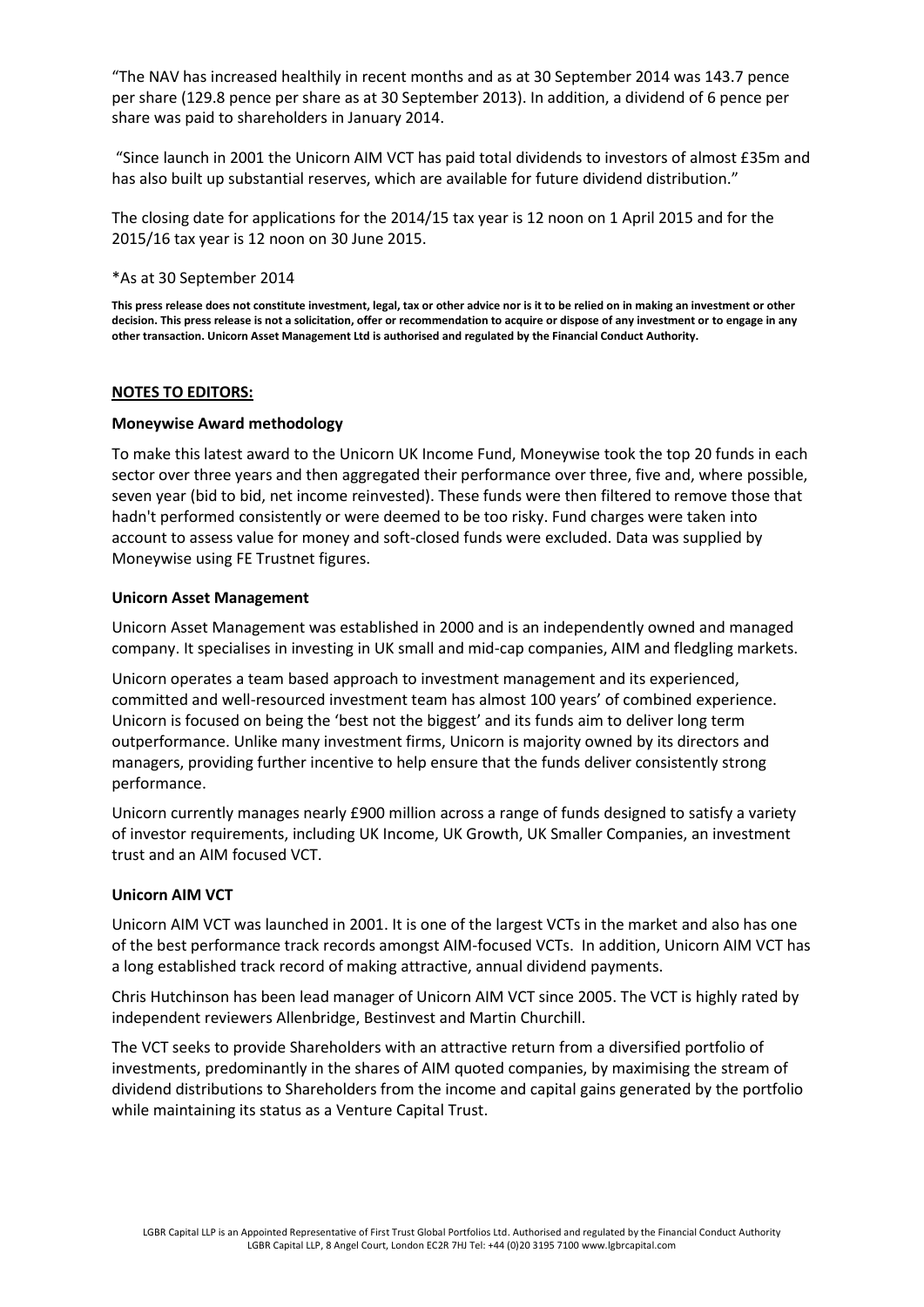"The NAV has increased healthily in recent months and as at 30 September 2014 was 143.7 pence per share (129.8 pence per share as at 30 September 2013). In addition, a dividend of 6 pence per share was paid to shareholders in January 2014.

"Since launch in 2001 the Unicorn AIM VCT has paid total dividends to investors of almost £35m and has also built up substantial reserves, which are available for future dividend distribution."

The closing date for applications for the 2014/15 tax year is 12 noon on 1 April 2015 and for the 2015/16 tax year is 12 noon on 30 June 2015.

*As at 30 September 2014

**This press release does not constitute investment, legal, tax or other advice nor is it to be relied on in making an investment or other decision. This press release is not a solicitation, offer or recommendation to acquire or dispose of any investment or to engage in any other transaction. Unicorn Asset Management Ltd is authorised and regulated by the Financial Conduct Authority.**

## NOTES TO EDITORS:

### Moneywise Award methodology

To make this latest award to the Unicorn UK Income Fund, Moneywise took the top 20 funds in each sector over three years and then aggregated their performance over three, five and, where possible, seven year (bid to bid, net income reinvested). These funds were then filtered to remove those that hadn't performed consistently or were deemed to be too risky. Fund charges were taken into account to assess value for money and soft-closed funds were excluded. Data was supplied by Moneywise using FE Trustnet figures.

### Unicorn Asset Management

Unicorn Asset Management was established in 2000 and is an independently owned and managed company. It specialises in investing in UK small and mid-cap companies, AIM and fledgling markets.

Unicorn operates a team based approach to investment management and its experienced, committed and well-resourced investment team has almost 100 years' of combined experience. Unicorn is focused on being the 'best not the biggest' and its funds aim to deliver long term outperformance. Unlike many investment firms, Unicorn is majority owned by its directors and managers, providing further incentive to help ensure that the funds deliver consistently strong performance.

Unicorn currently manages nearly £900 million across a range of funds designed to satisfy a variety of investor requirements, including UK Income, UK Growth, UK Smaller Companies, an investment trust and an AIM focused VCT.

### Unicorn AIM VCT

Unicorn AIM VCT was launched in 2001. It is one of the largest VCTs in the market and also has one of the best performance track records amongst AIM-focused VCTs. In addition, Unicorn AIM VCT has a long established track record of making attractive, annual dividend payments.

Chris Hutchinson has been lead manager of Unicorn AIM VCT since 2005. The VCT is highly rated by independent reviewers Allenbridge, Bestinvest and Martin Churchill.

The VCT seeks to provide Shareholders with an attractive return from a diversified portfolio of investments, predominantly in the shares of AIM quoted companies, by maximising the stream of dividend distributions to Shareholders from the income and capital gains generated by the portfolio while maintaining its status as a Venture Capital Trust.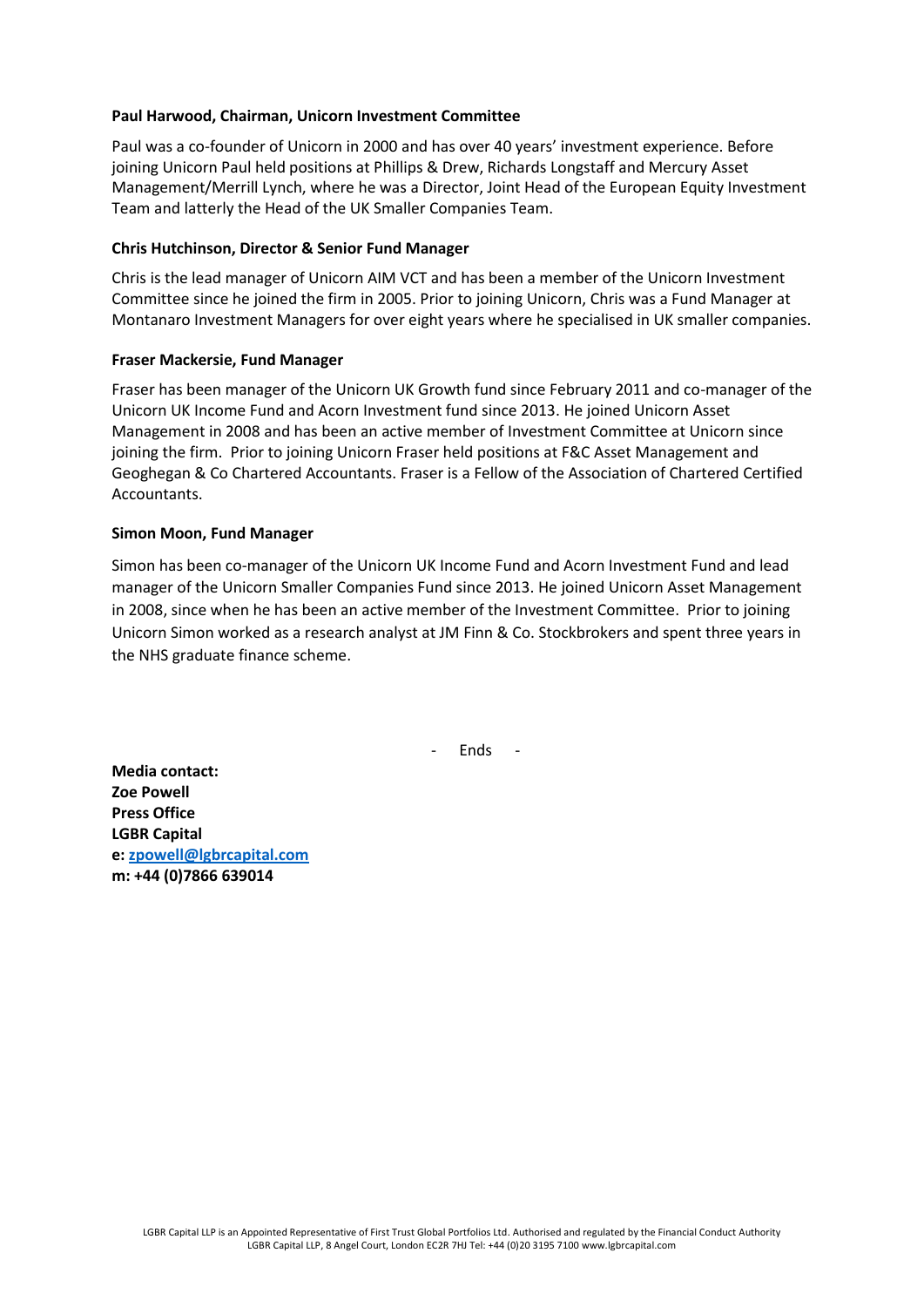**Paul Harwood, Chairman, Unicorn Investment Committee**

Paul was a co-founder of Unicorn in 2000 and has over 40 years' investment experience. Before joining Unicorn Paul held positions at Phillips & Drew, Richards Longstaff and Mercury Asset Management/Merrill Lynch, where he was a Director, Joint Head of the European Equity Investment Team and latterly the Head of the UK Smaller Companies Team.

**Chris Hutchinson, Director & Senior Fund Manager**

Chris is the lead manager of Unicorn AIM VCT and has been a member of the Unicorn Investment Committee since he joined the firm in 2005. Prior to joining Unicorn, Chris was a Fund Manager at Montanaro Investment Managers for over eight years where he specialised in UK smaller companies.

**Fraser Mackersie, Fund Manager**

Fraser has been manager of the Unicorn UK Growth fund since February 2011 and co-manager of the Unicorn UK Income Fund and Acorn Investment fund since 2013. He joined Unicorn Asset Management in 2008 and has been an active member of Investment Committee at Unicorn since joining the firm. Prior to joining Unicorn Fraser held positions at F&C Asset Management and Geoghegan & Co Chartered Accountants. Fraser is a Fellow of the Association of Chartered Certified Accountants.

**Simon Moon, Fund Manager**

Simon has been co-manager of the Unicorn UK Income Fund and Acorn Investment Fund and lead manager of the Unicorn Smaller Companies Fund since 2013. He joined Unicorn Asset Management in 2008, since when he has been an active member of the Investment Committee. Prior to joining Unicorn Simon worked as a research analyst at JM Finn & Co. Stockbrokers and spent three years in the NHS graduate finance scheme.

\- Ends -

**Media contact:**
**Zoe Powell**
**Press Office**
**LGBR Capital**
**e: zpowell@lgbrcapital.com**
**m: +44 (0)7866 639014**

LGBR Capital LLP is an Appointed Representative of First Trust Global Portfolios Ltd. Authorised and regulated by the Financial Conduct Authority
LGBR Capital LLP, 8 Angel Court, London EC2R 7HJ Tel: +44 (0)20 3195 7100 www.lgbrcapital.com